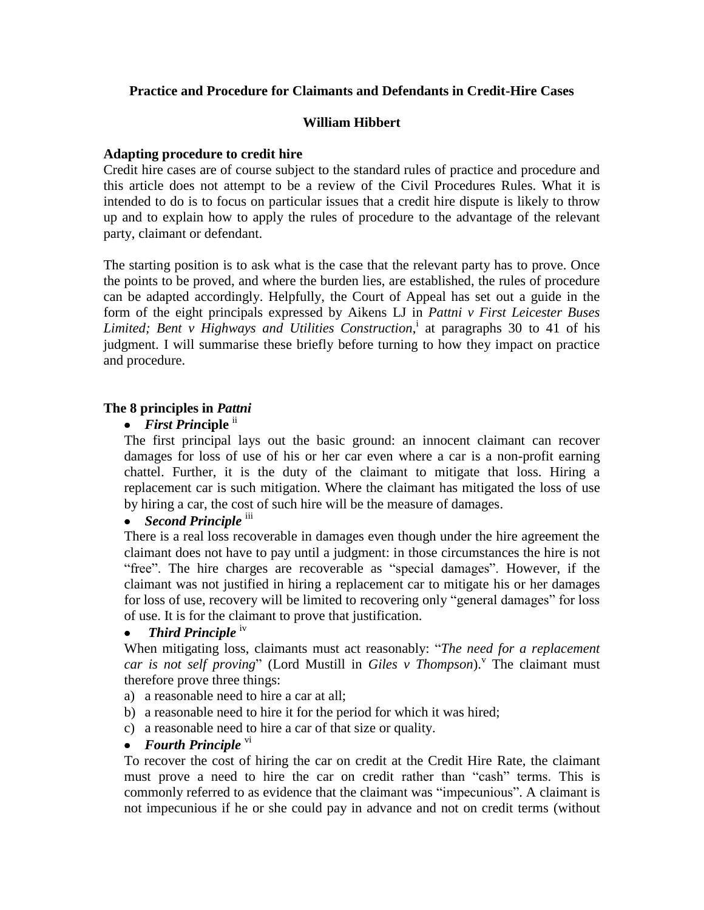**Practice and Procedure for Claimants and Defendants in Credit-Hire Cases**

**William Hibbert**

## Adapting procedure to credit hire

Credit hire cases are of course subject to the standard rules of practice and procedure and this article does not attempt to be a review of the Civil Procedures Rules. What it is intended to do is to focus on particular issues that a credit hire dispute is likely to throw up and to explain how to apply the rules of procedure to the advantage of the relevant party, claimant or defendant.

The starting position is to ask what is the case that the relevant party has to prove. Once the points to be proved, and where the burden lies, are established, the rules of procedure can be adapted accordingly. Helpfully, the Court of Appeal has set out a guide in the form of the eight principals expressed by Aikens LJ in *Pattni v First Leicester Buses Limited; Bent v Highways and Utilities Construction*,[i] at paragraphs 30 to 41 of his judgment. I will summarise these briefly before turning to how they impact on practice and procedure.

## The 8 principles in *Pattni*

- ***First Prin*ciple** [ii]

  The first principal lays out the basic ground: an innocent claimant can recover damages for loss of use of his or her car even where a car is a non-profit earning chattel. Further, it is the duty of the claimant to mitigate that loss. Hiring a replacement car is such mitigation. Where the claimant has mitigated the loss of use by hiring a car, the cost of such hire will be the measure of damages.

- ***Second Principle*** [iii]

  There is a real loss recoverable in damages even though under the hire agreement the claimant does not have to pay until a judgment: in those circumstances the hire is not "free". The hire charges are recoverable as "special damages". However, if the claimant was not justified in hiring a replacement car to mitigate his or her damages for loss of use, recovery will be limited to recovering only "general damages" for loss of use. It is for the claimant to prove that justification.

- ***Third Principle*** [iv]

  When mitigating loss, claimants must act reasonably: "*The need for a replacement car is not self proving*" (Lord Mustill in *Giles v Thompson*).[v] The claimant must therefore prove three things:

  a) a reasonable need to hire a car at all;
  b) a reasonable need to hire it for the period for which it was hired;
  c) a reasonable need to hire a car of that size or quality.

- ***Fourth Principle*** [vi]

  To recover the cost of hiring the car on credit at the Credit Hire Rate, the claimant must prove a need to hire the car on credit rather than "cash" terms. This is commonly referred to as evidence that the claimant was "impecunious". A claimant is not impecunious if he or she could pay in advance and not on credit terms (without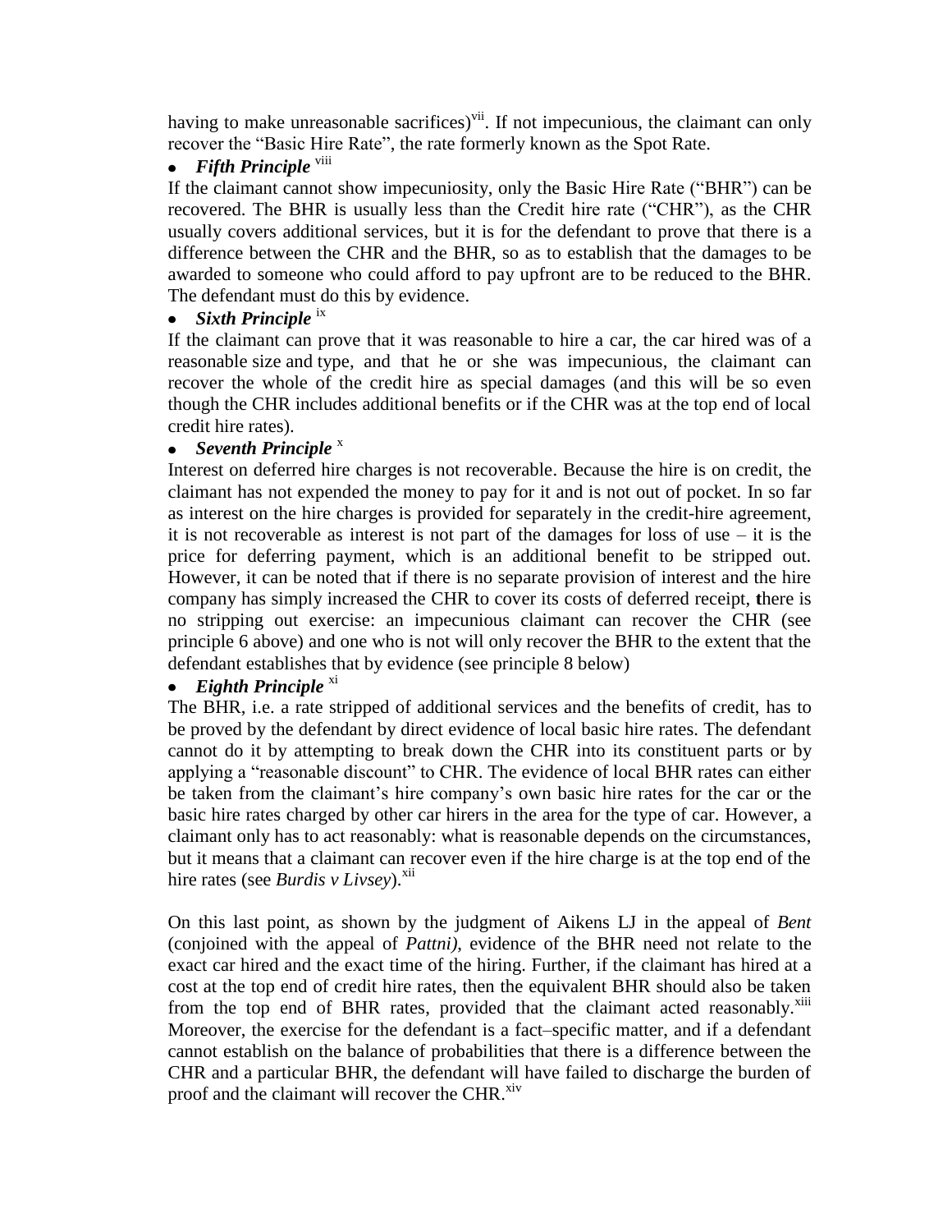having to make unreasonable sacrifices)[vii]. If not impecunious, the claimant can only recover the "Basic Hire Rate", the rate formerly known as the Spot Rate.

- ***Fifth Principle*** [viii]

If the claimant cannot show impecuniosity, only the Basic Hire Rate ("BHR") can be recovered. The BHR is usually less than the Credit hire rate ("CHR"), as the CHR usually covers additional services, but it is for the defendant to prove that there is a difference between the CHR and the BHR, so as to establish that the damages to be awarded to someone who could afford to pay upfront are to be reduced to the BHR. The defendant must do this by evidence.

- ***Sixth Principle*** [ix]

If the claimant can prove that it was reasonable to hire a car, the car hired was of a reasonable size and type, and that he or she was impecunious, the claimant can recover the whole of the credit hire as special damages (and this will be so even though the CHR includes additional benefits or if the CHR was at the top end of local credit hire rates).

- ***Seventh Principle*** [x]

Interest on deferred hire charges is not recoverable. Because the hire is on credit, the claimant has not expended the money to pay for it and is not out of pocket. In so far as interest on the hire charges is provided for separately in the credit-hire agreement, it is not recoverable as interest is not part of the damages for loss of use – it is the price for deferring payment, which is an additional benefit to be stripped out. However, it can be noted that if there is no separate provision of interest and the hire company has simply increased the CHR to cover its costs of deferred receipt, there is no stripping out exercise: an impecunious claimant can recover the CHR (see principle 6 above) and one who is not will only recover the BHR to the extent that the defendant establishes that by evidence (see principle 8 below)

- ***Eighth Principle*** [xi]

The BHR, i.e. a rate stripped of additional services and the benefits of credit, has to be proved by the defendant by direct evidence of local basic hire rates. The defendant cannot do it by attempting to break down the CHR into its constituent parts or by applying a "reasonable discount" to CHR. The evidence of local BHR rates can either be taken from the claimant's hire company's own basic hire rates for the car or the basic hire rates charged by other car hirers in the area for the type of car. However, a claimant only has to act reasonably: what is reasonable depends on the circumstances, but it means that a claimant can recover even if the hire charge is at the top end of the hire rates (see *Burdis v Livsey*).[xii]

On this last point, as shown by the judgment of Aikens LJ in the appeal of *Bent* (conjoined with the appeal of *Pattni)*, evidence of the BHR need not relate to the exact car hired and the exact time of the hiring. Further, if the claimant has hired at a cost at the top end of credit hire rates, then the equivalent BHR should also be taken from the top end of BHR rates, provided that the claimant acted reasonably.[xiii] Moreover, the exercise for the defendant is a fact–specific matter, and if a defendant cannot establish on the balance of probabilities that there is a difference between the CHR and a particular BHR, the defendant will have failed to discharge the burden of proof and the claimant will recover the CHR.[xiv]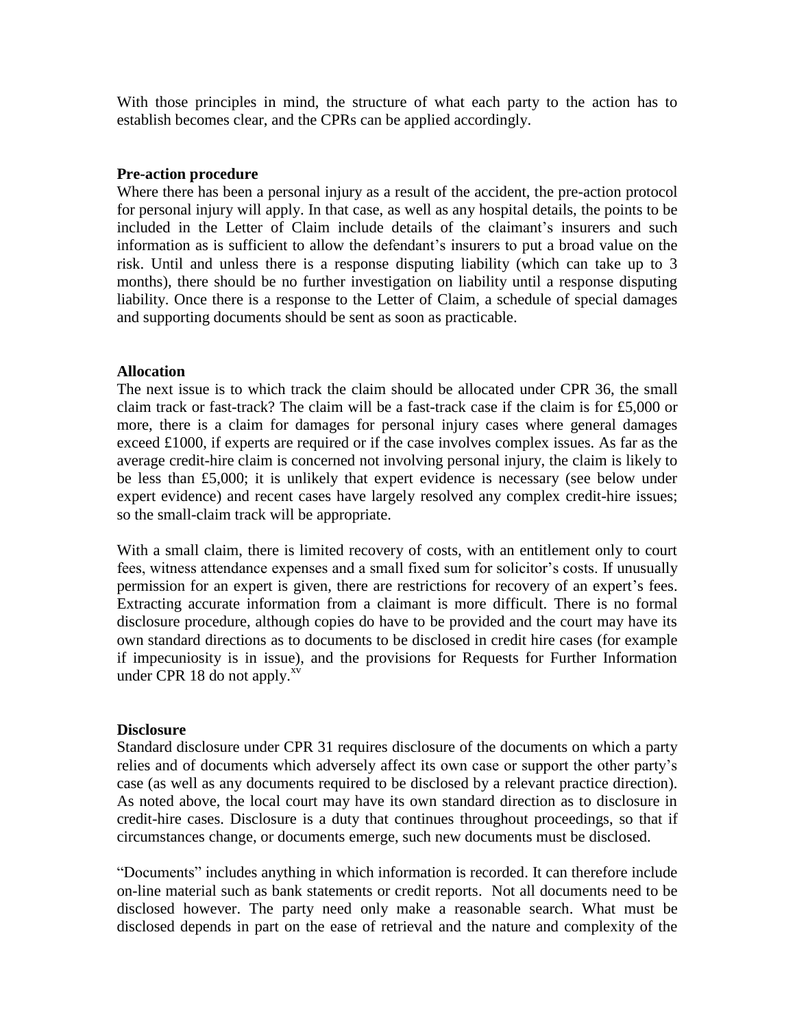With those principles in mind, the structure of what each party to the action has to establish becomes clear, and the CPRs can be applied accordingly.

**Pre-action procedure**

Where there has been a personal injury as a result of the accident, the pre-action protocol for personal injury will apply. In that case, as well as any hospital details, the points to be included in the Letter of Claim include details of the claimant's insurers and such information as is sufficient to allow the defendant's insurers to put a broad value on the risk. Until and unless there is a response disputing liability (which can take up to 3 months), there should be no further investigation on liability until a response disputing liability. Once there is a response to the Letter of Claim, a schedule of special damages and supporting documents should be sent as soon as practicable.

**Allocation**

The next issue is to which track the claim should be allocated under CPR 36, the small claim track or fast-track? The claim will be a fast-track case if the claim is for £5,000 or more, there is a claim for damages for personal injury cases where general damages exceed £1000, if experts are required or if the case involves complex issues. As far as the average credit-hire claim is concerned not involving personal injury, the claim is likely to be less than £5,000; it is unlikely that expert evidence is necessary (see below under expert evidence) and recent cases have largely resolved any complex credit-hire issues; so the small-claim track will be appropriate.

With a small claim, there is limited recovery of costs, with an entitlement only to court fees, witness attendance expenses and a small fixed sum for solicitor's costs. If unusually permission for an expert is given, there are restrictions for recovery of an expert's fees. Extracting accurate information from a claimant is more difficult. There is no formal disclosure procedure, although copies do have to be provided and the court may have its own standard directions as to documents to be disclosed in credit hire cases (for example if impecuniosity is in issue), and the provisions for Requests for Further Information under CPR 18 do not apply.[xv]

**Disclosure**

Standard disclosure under CPR 31 requires disclosure of the documents on which a party relies and of documents which adversely affect its own case or support the other party's case (as well as any documents required to be disclosed by a relevant practice direction). As noted above, the local court may have its own standard direction as to disclosure in credit-hire cases. Disclosure is a duty that continues throughout proceedings, so that if circumstances change, or documents emerge, such new documents must be disclosed.

"Documents" includes anything in which information is recorded. It can therefore include on-line material such as bank statements or credit reports. Not all documents need to be disclosed however. The party need only make a reasonable search. What must be disclosed depends in part on the ease of retrieval and the nature and complexity of the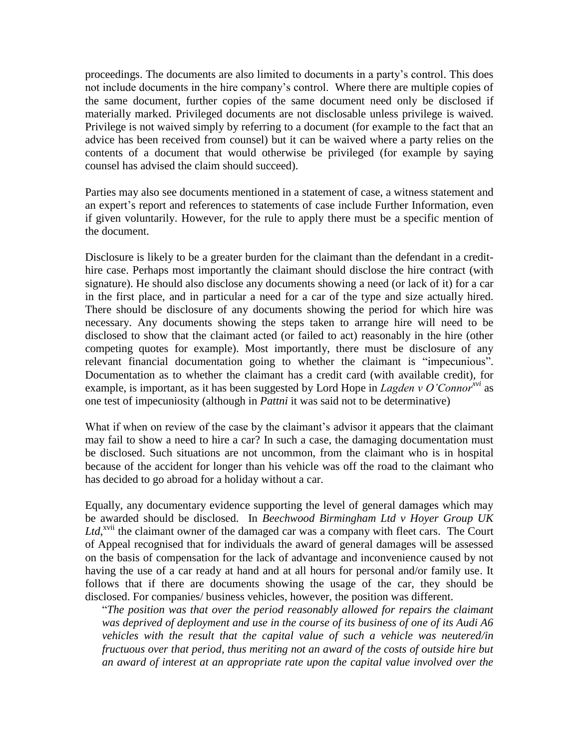proceedings. The documents are also limited to documents in a party's control. This does not include documents in the hire company's control. Where there are multiple copies of the same document, further copies of the same document need only be disclosed if materially marked. Privileged documents are not disclosable unless privilege is waived. Privilege is not waived simply by referring to a document (for example to the fact that an advice has been received from counsel) but it can be waived where a party relies on the contents of a document that would otherwise be privileged (for example by saying counsel has advised the claim should succeed).

Parties may also see documents mentioned in a statement of case, a witness statement and an expert's report and references to statements of case include Further Information, even if given voluntarily. However, for the rule to apply there must be a specific mention of the document.

Disclosure is likely to be a greater burden for the claimant than the defendant in a credit-hire case. Perhaps most importantly the claimant should disclose the hire contract (with signature). He should also disclose any documents showing a need (or lack of it) for a car in the first place, and in particular a need for a car of the type and size actually hired. There should be disclosure of any documents showing the period for which hire was necessary. Any documents showing the steps taken to arrange hire will need to be disclosed to show that the claimant acted (or failed to act) reasonably in the hire (other competing quotes for example). Most importantly, there must be disclosure of any relevant financial documentation going to whether the claimant is "impecunious". Documentation as to whether the claimant has a credit card (with available credit), for example, is important, as it has been suggested by Lord Hope in *Lagden v O'Connor*[xvi] as one test of impecuniosity (although in *Pattni* it was said not to be determinative)

What if when on review of the case by the claimant's advisor it appears that the claimant may fail to show a need to hire a car? In such a case, the damaging documentation must be disclosed. Such situations are not uncommon, from the claimant who is in hospital because of the accident for longer than his vehicle was off the road to the claimant who has decided to go abroad for a holiday without a car.

Equally, any documentary evidence supporting the level of general damages which may be awarded should be disclosed. In *Beechwood Birmingham Ltd v Hoyer Group UK Ltd*,[xvii] the claimant owner of the damaged car was a company with fleet cars. The Court of Appeal recognised that for individuals the award of general damages will be assessed on the basis of compensation for the lack of advantage and inconvenience caused by not having the use of a car ready at hand and at all hours for personal and/or family use. It follows that if there are documents showing the usage of the car, they should be disclosed. For companies/ business vehicles, however, the position was different.

"*The position was that over the period reasonably allowed for repairs the claimant was deprived of deployment and use in the course of its business of one of its Audi A6 vehicles with the result that the capital value of such a vehicle was neutered/in fructuous over that period, thus meriting not an award of the costs of outside hire but an award of interest at an appropriate rate upon the capital value involved over the*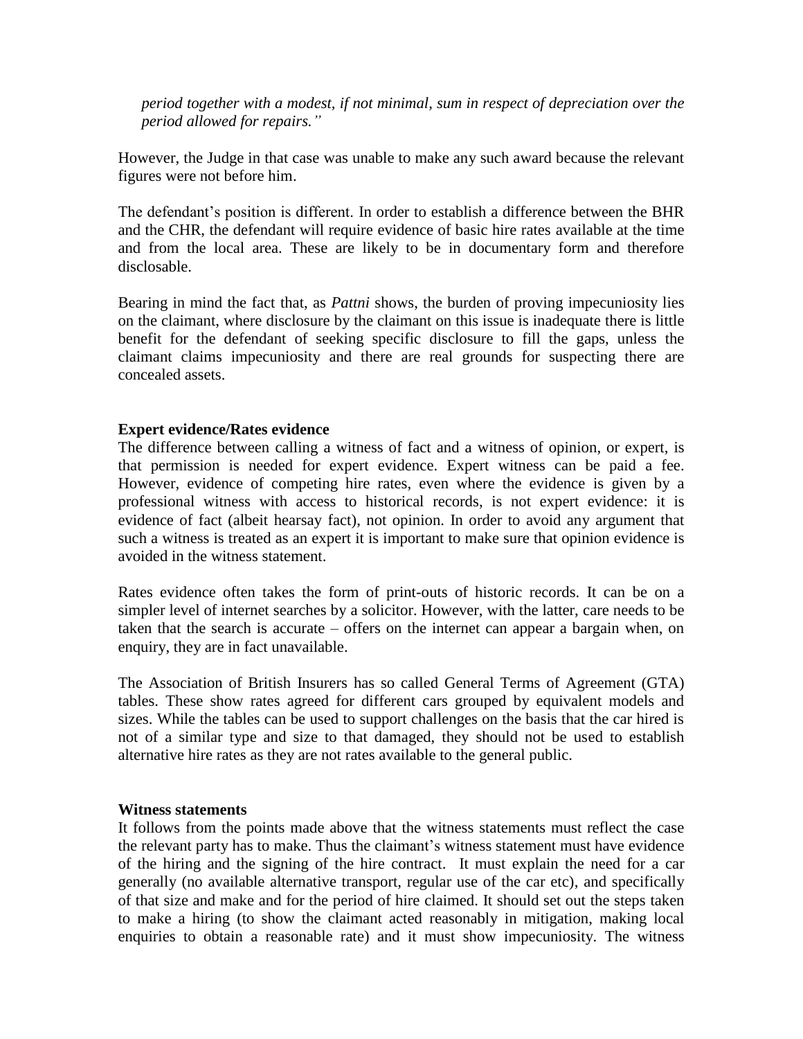*period together with a modest, if not minimal, sum in respect of depreciation over the period allowed for repairs."*

However, the Judge in that case was unable to make any such award because the relevant figures were not before him.

The defendant's position is different. In order to establish a difference between the BHR and the CHR, the defendant will require evidence of basic hire rates available at the time and from the local area. These are likely to be in documentary form and therefore disclosable.

Bearing in mind the fact that, as *Pattni* shows, the burden of proving impecuniosity lies on the claimant, where disclosure by the claimant on this issue is inadequate there is little benefit for the defendant of seeking specific disclosure to fill the gaps, unless the claimant claims impecuniosity and there are real grounds for suspecting there are concealed assets.

**Expert evidence/Rates evidence**

The difference between calling a witness of fact and a witness of opinion, or expert, is that permission is needed for expert evidence. Expert witness can be paid a fee. However, evidence of competing hire rates, even where the evidence is given by a professional witness with access to historical records, is not expert evidence: it is evidence of fact (albeit hearsay fact), not opinion. In order to avoid any argument that such a witness is treated as an expert it is important to make sure that opinion evidence is avoided in the witness statement.

Rates evidence often takes the form of print-outs of historic records. It can be on a simpler level of internet searches by a solicitor. However, with the latter, care needs to be taken that the search is accurate – offers on the internet can appear a bargain when, on enquiry, they are in fact unavailable.

The Association of British Insurers has so called General Terms of Agreement (GTA) tables. These show rates agreed for different cars grouped by equivalent models and sizes. While the tables can be used to support challenges on the basis that the car hired is not of a similar type and size to that damaged, they should not be used to establish alternative hire rates as they are not rates available to the general public.

**Witness statements**

It follows from the points made above that the witness statements must reflect the case the relevant party has to make. Thus the claimant's witness statement must have evidence of the hiring and the signing of the hire contract. It must explain the need for a car generally (no available alternative transport, regular use of the car etc), and specifically of that size and make and for the period of hire claimed. It should set out the steps taken to make a hiring (to show the claimant acted reasonably in mitigation, making local enquiries to obtain a reasonable rate) and it must show impecuniosity. The witness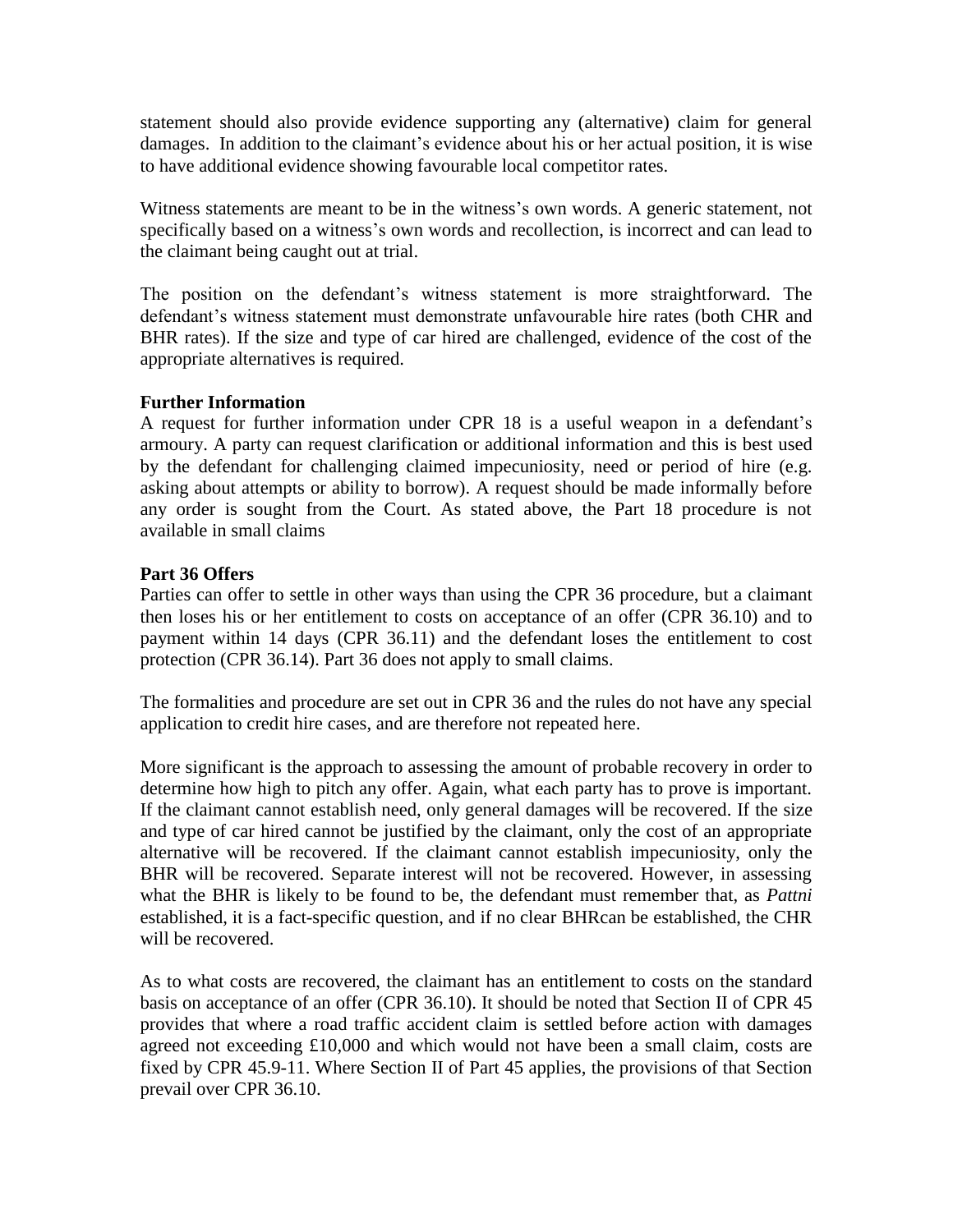statement should also provide evidence supporting any (alternative) claim for general damages. In addition to the claimant's evidence about his or her actual position, it is wise to have additional evidence showing favourable local competitor rates.

Witness statements are meant to be in the witness's own words. A generic statement, not specifically based on a witness's own words and recollection, is incorrect and can lead to the claimant being caught out at trial.

The position on the defendant's witness statement is more straightforward. The defendant's witness statement must demonstrate unfavourable hire rates (both CHR and BHR rates). If the size and type of car hired are challenged, evidence of the cost of the appropriate alternatives is required.

**Further Information**

A request for further information under CPR 18 is a useful weapon in a defendant's armoury. A party can request clarification or additional information and this is best used by the defendant for challenging claimed impecuniosity, need or period of hire (e.g. asking about attempts or ability to borrow). A request should be made informally before any order is sought from the Court. As stated above, the Part 18 procedure is not available in small claims

**Part 36 Offers**

Parties can offer to settle in other ways than using the CPR 36 procedure, but a claimant then loses his or her entitlement to costs on acceptance of an offer (CPR 36.10) and to payment within 14 days (CPR 36.11) and the defendant loses the entitlement to cost protection (CPR 36.14). Part 36 does not apply to small claims.

The formalities and procedure are set out in CPR 36 and the rules do not have any special application to credit hire cases, and are therefore not repeated here.

More significant is the approach to assessing the amount of probable recovery in order to determine how high to pitch any offer. Again, what each party has to prove is important. If the claimant cannot establish need, only general damages will be recovered. If the size and type of car hired cannot be justified by the claimant, only the cost of an appropriate alternative will be recovered. If the claimant cannot establish impecuniosity, only the BHR will be recovered. Separate interest will not be recovered. However, in assessing what the BHR is likely to be found to be, the defendant must remember that, as *Pattni* established, it is a fact-specific question, and if no clear BHRcan be established, the CHR will be recovered.

As to what costs are recovered, the claimant has an entitlement to costs on the standard basis on acceptance of an offer (CPR 36.10). It should be noted that Section II of CPR 45 provides that where a road traffic accident claim is settled before action with damages agreed not exceeding £10,000 and which would not have been a small claim, costs are fixed by CPR 45.9-11. Where Section II of Part 45 applies, the provisions of that Section prevail over CPR 36.10.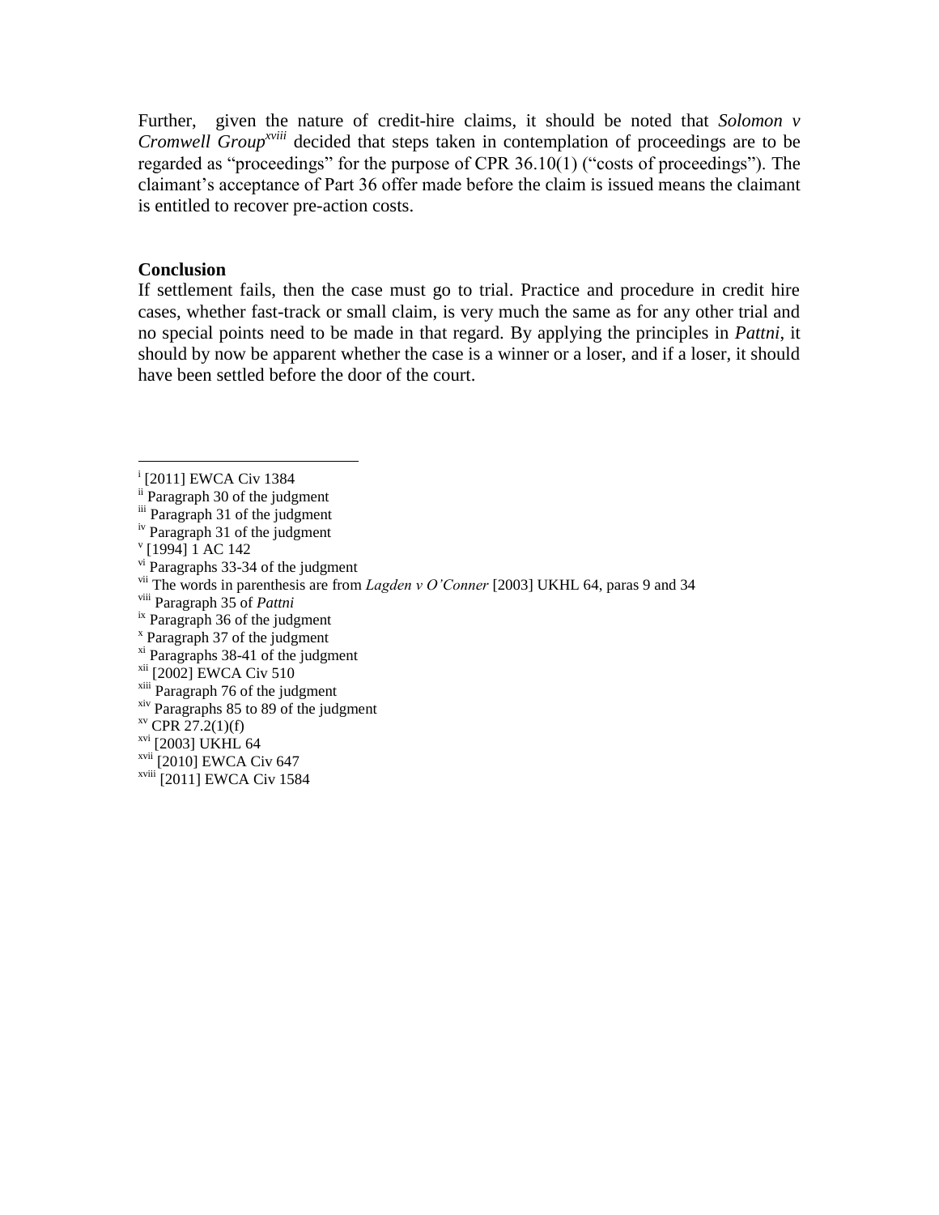Further, given the nature of credit-hire claims, it should be noted that *Solomon v Cromwell Group*[xviii] decided that steps taken in contemplation of proceedings are to be regarded as "proceedings" for the purpose of CPR 36.10(1) ("costs of proceedings"). The claimant's acceptance of Part 36 offer made before the claim is issued means the claimant is entitled to recover pre-action costs.

**Conclusion**

If settlement fails, then the case must go to trial. Practice and procedure in credit hire cases, whether fast-track or small claim, is very much the same as for any other trial and no special points need to be made in that regard. By applying the principles in *Pattni*, it should by now be apparent whether the case is a winner or a loser, and if a loser, it should have been settled before the door of the court.

---

[i] [2011] EWCA Civ 1384
[ii] Paragraph 30 of the judgment
[iii] Paragraph 31 of the judgment
[iv] Paragraph 31 of the judgment
[v] [1994] 1 AC 142
[vi] Paragraphs 33-34 of the judgment
[vii] The words in parenthesis are from *Lagden v O'Conner* [2003] UKHL 64, paras 9 and 34
[viii] Paragraph 35 of *Pattni*
[ix] Paragraph 36 of the judgment
[x] Paragraph 37 of the judgment
[xi] Paragraphs 38-41 of the judgment
[xii] [2002] EWCA Civ 510
[xiii] Paragraph 76 of the judgment
[xiv] Paragraphs 85 to 89 of the judgment
[xv] CPR 27.2(1)(f)
[xvi] [2003] UKHL 64
[xvii] [2010] EWCA Civ 647
[xviii] [2011] EWCA Civ 1584